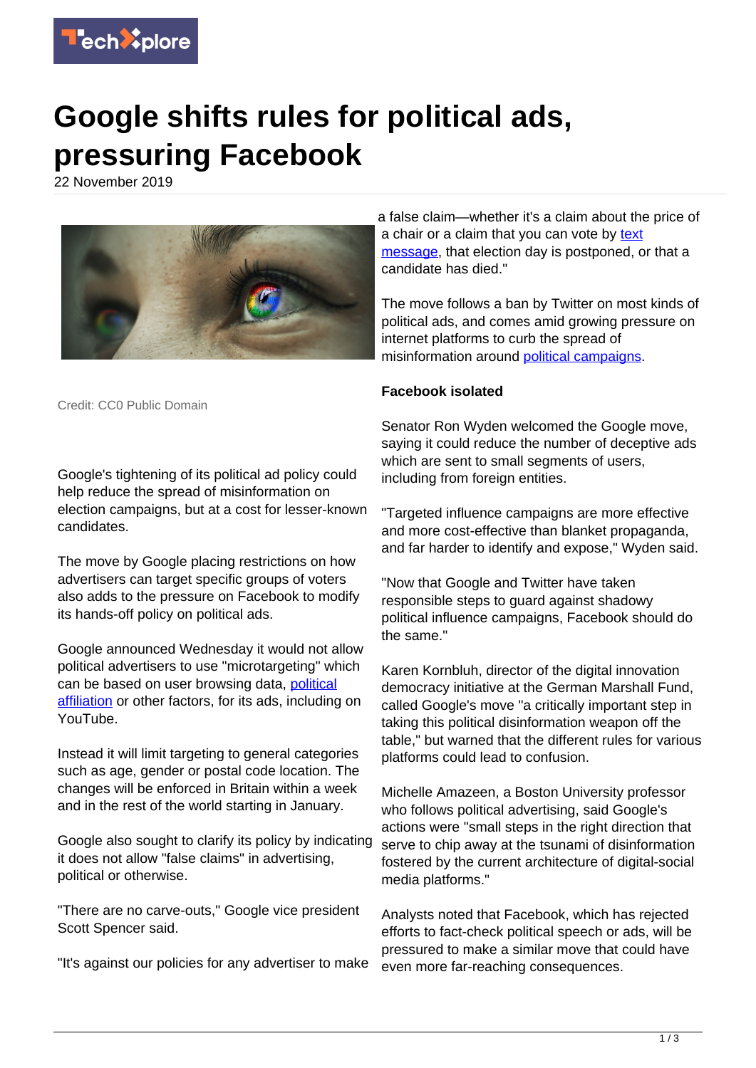# Google shifts rules for political ads, pressuring Facebook

22 November 2019

Credit: CC0 Public Domain

Google's tightening of its political ad policy could help reduce the spread of misinformation on election campaigns, but at a cost for lesser-known candidates.

The move by Google placing restrictions on how advertisers can target specific groups of voters also adds to the pressure on Facebook to modify its hands-off policy on political ads.

Google announced Wednesday it would not allow political advertisers to use "microtargeting" which can be based on user browsing data, political affiliation or other factors, for its ads, including on YouTube.

Instead it will limit targeting to general categories such as age, gender or postal code location. The changes will be enforced in Britain within a week and in the rest of the world starting in January.

Google also sought to clarify its policy by indicating it does not allow "false claims" in advertising, political or otherwise.

"There are no carve-outs," Google vice president Scott Spencer said.

"It's against our policies for any advertiser to make a false claim—whether it's a claim about the price of a chair or a claim that you can vote by text message, that election day is postponed, or that a candidate has died."

The move follows a ban by Twitter on most kinds of political ads, and comes amid growing pressure on internet platforms to curb the spread of misinformation around political campaigns.

**Facebook isolated**

Senator Ron Wyden welcomed the Google move, saying it could reduce the number of deceptive ads which are sent to small segments of users, including from foreign entities.

"Targeted influence campaigns are more effective and more cost-effective than blanket propaganda, and far harder to identify and expose," Wyden said.

"Now that Google and Twitter have taken responsible steps to guard against shadowy political influence campaigns, Facebook should do the same."

Karen Kornbluh, director of the digital innovation democracy initiative at the German Marshall Fund, called Google's move "a critically important step in taking this political disinformation weapon off the table," but warned that the different rules for various platforms could lead to confusion.

Michelle Amazeen, a Boston University professor who follows political advertising, said Google's actions were "small steps in the right direction that serve to chip away at the tsunami of disinformation fostered by the current architecture of digital-social media platforms."

Analysts noted that Facebook, which has rejected efforts to fact-check political speech or ads, will be pressured to make a similar move that could have even more far-reaching consequences.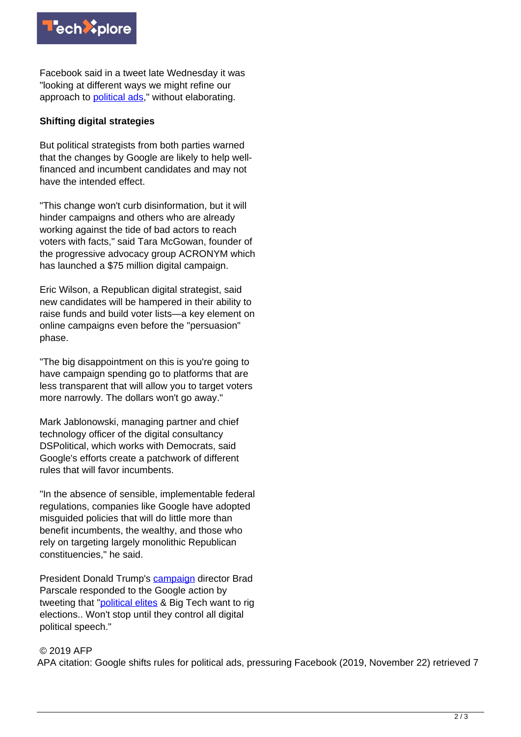Facebook said in a tweet late Wednesday it was "looking at different ways we might refine our approach to political ads," without elaborating.

**Shifting digital strategies**

But political strategists from both parties warned that the changes by Google are likely to help well-financed and incumbent candidates and may not have the intended effect.

"This change won't curb disinformation, but it will hinder campaigns and others who are already working against the tide of bad actors to reach voters with facts," said Tara McGowan, founder of the progressive advocacy group ACRONYM which has launched a $75 million digital campaign.

Eric Wilson, a Republican digital strategist, said new candidates will be hampered in their ability to raise funds and build voter lists—a key element on online campaigns even before the "persuasion" phase.

"The big disappointment on this is you're going to have campaign spending go to platforms that are less transparent that will allow you to target voters more narrowly. The dollars won't go away."

Mark Jablonowski, managing partner and chief technology officer of the digital consultancy DSPolitical, which works with Democrats, said Google's efforts create a patchwork of different rules that will favor incumbents.

"In the absence of sensible, implementable federal regulations, companies like Google have adopted misguided policies that will do little more than benefit incumbents, the wealthy, and those who rely on targeting largely monolithic Republican constituencies," he said.

President Donald Trump's campaign director Brad Parscale responded to the Google action by tweeting that "political elites & Big Tech want to rig elections.. Won't stop until they control all digital political speech."

© 2019 AFP

APA citation: Google shifts rules for political ads, pressuring Facebook (2019, November 22) retrieved 7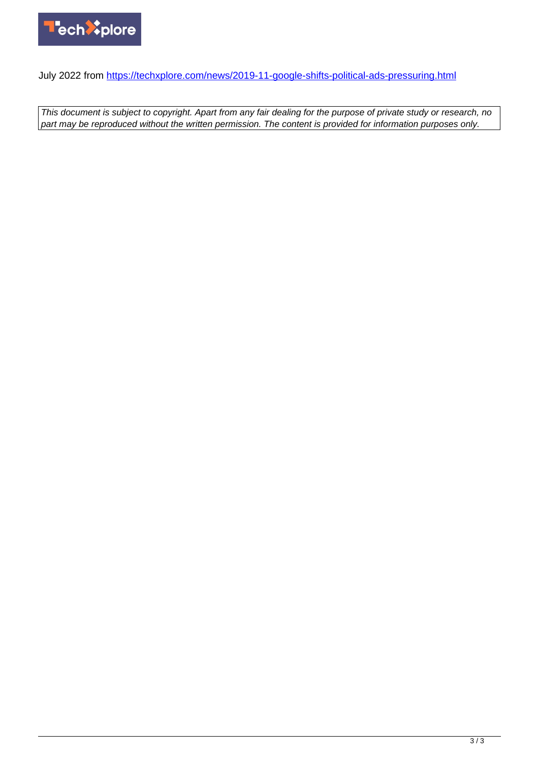July 2022 from https://techxplore.com/news/2019-11-google-shifts-political-ads-pressuring.html

*This document is subject to copyright. Apart from any fair dealing for the purpose of private study or research, no part may be reproduced without the written permission. The content is provided for information purposes only.*